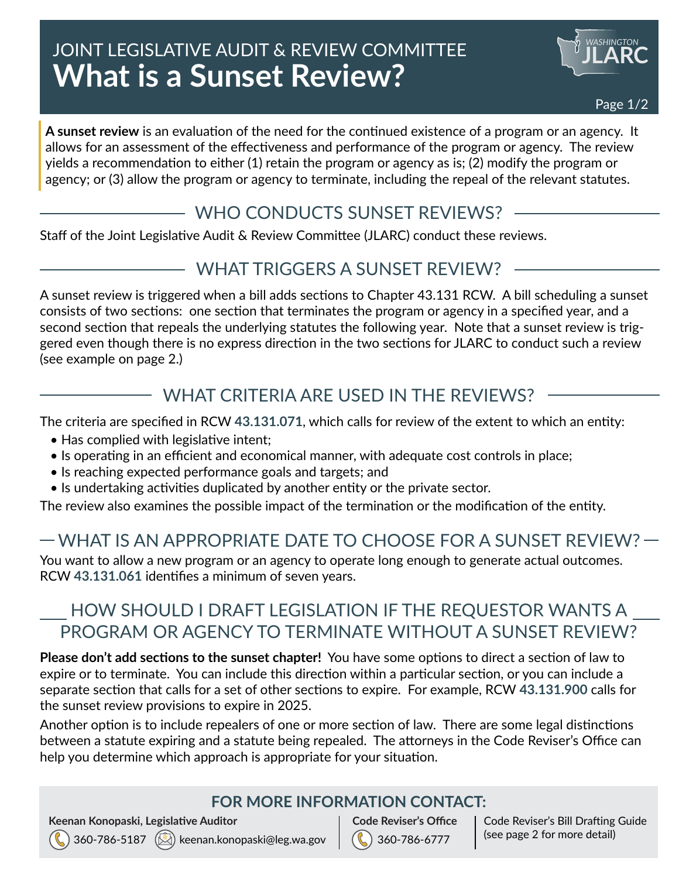JOINT LEGISLATIVE AUDIT & REVIEW COMMITTEE

# What is a Sunset Review?

**A sunset review** is an evaluation of the need for the continued existence of a program or an agency. It allows for an assessment of the effectiveness and performance of the program or agency. The review yields a recommendation to either (1) retain the program or agency as is; (2) modify the program or agency; or (3) allow the program or agency to terminate, including the repeal of the relevant statutes.

## WHO CONDUCTS SUNSET REVIEWS?

Staff of the Joint Legislative Audit & Review Committee (JLARC) conduct these reviews.

## WHAT TRIGGERS A SUNSET REVIEW?

A sunset review is triggered when a bill adds sections to Chapter 43.131 RCW. A bill scheduling a sunset consists of two sections: one section that terminates the program or agency in a specified year, and a second section that repeals the underlying statutes the following year. Note that a sunset review is triggered even though there is no express direction in the two sections for JLARC to conduct such a review (see example on page 2.)

## WHAT CRITERIA ARE USED IN THE REVIEWS?

The criteria are specified in RCW **43.131.071**, which calls for review of the extent to which an entity:

- Has complied with legislative intent;
- Is operating in an efficient and economical manner, with adequate cost controls in place;
- Is reaching expected performance goals and targets; and
- Is undertaking activities duplicated by another entity or the private sector.

The review also examines the possible impact of the termination or the modification of the entity.

## WHAT IS AN APPROPRIATE DATE TO CHOOSE FOR A SUNSET REVIEW?

You want to allow a new program or an agency to operate long enough to generate actual outcomes. RCW **43.131.061** identifies a minimum of seven years.

## HOW SHOULD I DRAFT LEGISLATION IF THE REQUESTOR WANTS A PROGRAM OR AGENCY TO TERMINATE WITHOUT A SUNSET REVIEW?

**Please don't add sections to the sunset chapter!** You have some options to direct a section of law to expire or to terminate. You can include this direction within a particular section, or you can include a separate section that calls for a set of other sections to expire. For example, RCW **43.131.900** calls for the sunset review provisions to expire in 2025.

Another option is to include repealers of one or more section of law. There are some legal distinctions between a statute expiring and a statute being repealed. The attorneys in the Code Reviser's Office can help you determine which approach is appropriate for your situation.

## FOR MORE INFORMATION CONTACT:

**Keenan Konopaski, Legislative Auditor**
360-786-5187 | keenan.konopaski@leg.wa.gov

**Code Reviser's Office**
360-786-6777

Code Reviser's Bill Drafting Guide (see page 2 for more detail)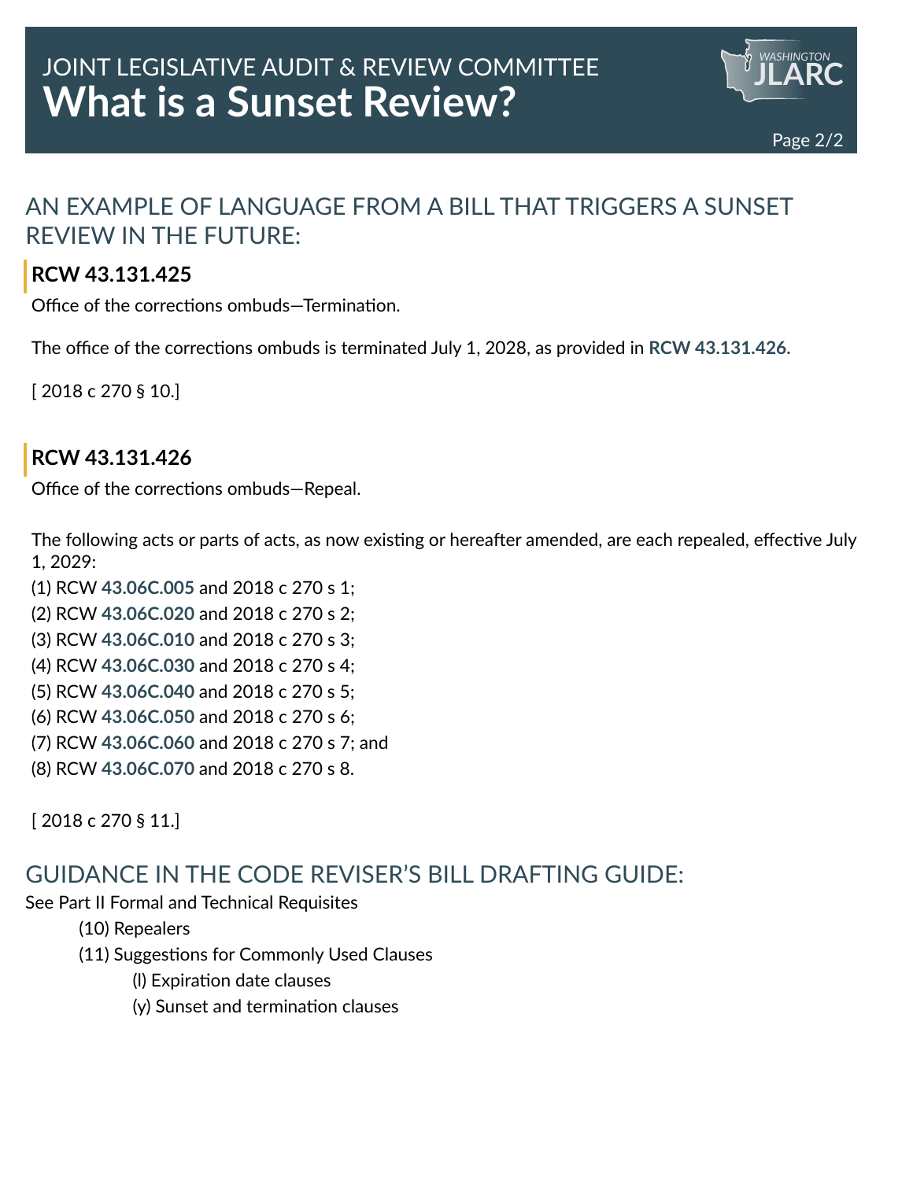# JOINT LEGISLATIVE AUDIT & REVIEW COMMITTEE
# What is a Sunset Review?

## AN EXAMPLE OF LANGUAGE FROM A BILL THAT TRIGGERS A SUNSET REVIEW IN THE FUTURE:

### RCW 43.131.425

Office of the corrections ombuds—Termination.

The office of the corrections ombuds is terminated July 1, 2028, as provided in **RCW 43.131.426.**

[ 2018 c 270 § 10.]

### RCW 43.131.426

Office of the corrections ombuds—Repeal.

The following acts or parts of acts, as now existing or hereafter amended, are each repealed, effective July 1, 2029:

(1) RCW **43.06C.005** and 2018 c 270 s 1;
(2) RCW **43.06C.020** and 2018 c 270 s 2;
(3) RCW **43.06C.010** and 2018 c 270 s 3;
(4) RCW **43.06C.030** and 2018 c 270 s 4;
(5) RCW **43.06C.040** and 2018 c 270 s 5;
(6) RCW **43.06C.050** and 2018 c 270 s 6;
(7) RCW **43.06C.060** and 2018 c 270 s 7; and
(8) RCW **43.06C.070** and 2018 c 270 s 8.

[ 2018 c 270 § 11.]

## GUIDANCE IN THE CODE REVISER'S BILL DRAFTING GUIDE:

See Part II Formal and Technical Requisites

- (10) Repealers
- (11) Suggestions for Commonly Used Clauses
  - (l) Expiration date clauses
  - (y) Sunset and termination clauses